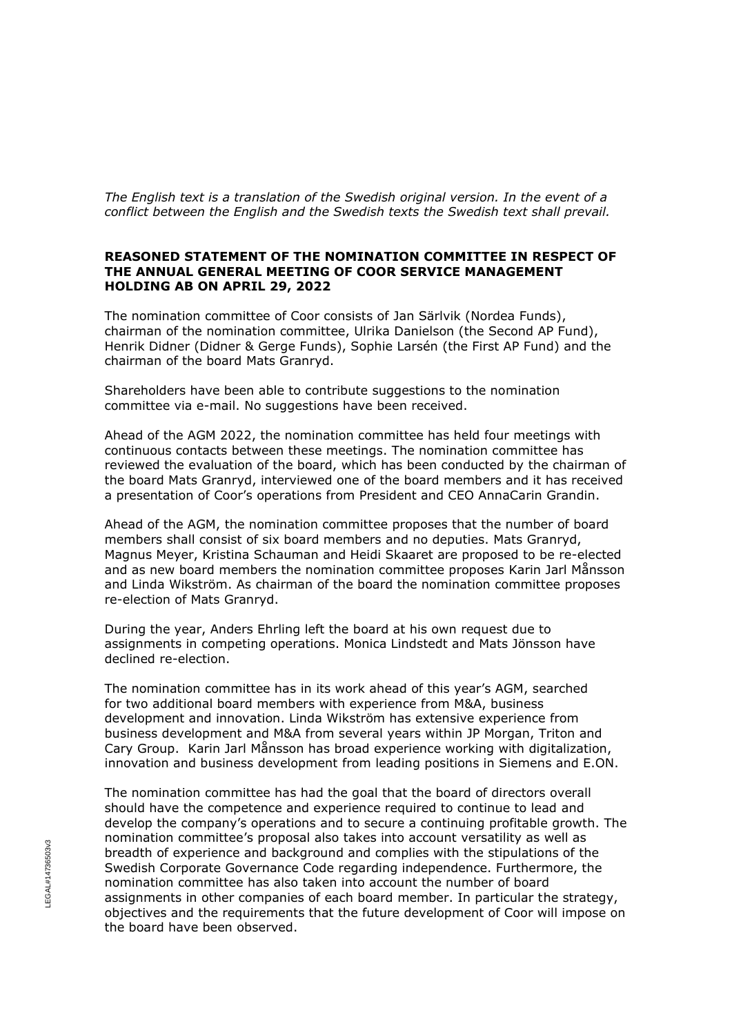*The English text is a translation of the Swedish original version. In the event of a conflict between the English and the Swedish texts the Swedish text shall prevail.*

**REASONED STATEMENT OF THE NOMINATION COMMITTEE IN RESPECT OF THE ANNUAL GENERAL MEETING OF COOR SERVICE MANAGEMENT HOLDING AB ON APRIL 29, 2022**

The nomination committee of Coor consists of Jan Särlvik (Nordea Funds), chairman of the nomination committee, Ulrika Danielson (the Second AP Fund), Henrik Didner (Didner & Gerge Funds), Sophie Larsén (the First AP Fund) and the chairman of the board Mats Granryd.

Shareholders have been able to contribute suggestions to the nomination committee via e-mail. No suggestions have been received.

Ahead of the AGM 2022, the nomination committee has held four meetings with continuous contacts between these meetings. The nomination committee has reviewed the evaluation of the board, which has been conducted by the chairman of the board Mats Granryd, interviewed one of the board members and it has received a presentation of Coor's operations from President and CEO AnnaCarin Grandin.

Ahead of the AGM, the nomination committee proposes that the number of board members shall consist of six board members and no deputies. Mats Granryd, Magnus Meyer, Kristina Schauman and Heidi Skaaret are proposed to be re-elected and as new board members the nomination committee proposes Karin Jarl Månsson and Linda Wikström. As chairman of the board the nomination committee proposes re-election of Mats Granryd.

During the year, Anders Ehrling left the board at his own request due to assignments in competing operations. Monica Lindstedt and Mats Jönsson have declined re-election.

The nomination committee has in its work ahead of this year's AGM, searched for two additional board members with experience from M&A, business development and innovation. Linda Wikström has extensive experience from business development and M&A from several years within JP Morgan, Triton and Cary Group. Karin Jarl Månsson has broad experience working with digitalization, innovation and business development from leading positions in Siemens and E.ON.

The nomination committee has had the goal that the board of directors overall should have the competence and experience required to continue to lead and develop the company's operations and to secure a continuing profitable growth. The nomination committee's proposal also takes into account versatility as well as breadth of experience and background and complies with the stipulations of the Swedish Corporate Governance Code regarding independence. Furthermore, the nomination committee has also taken into account the number of board assignments in other companies of each board member. In particular the strategy, objectives and the requirements that the future development of Coor will impose on the board have been observed.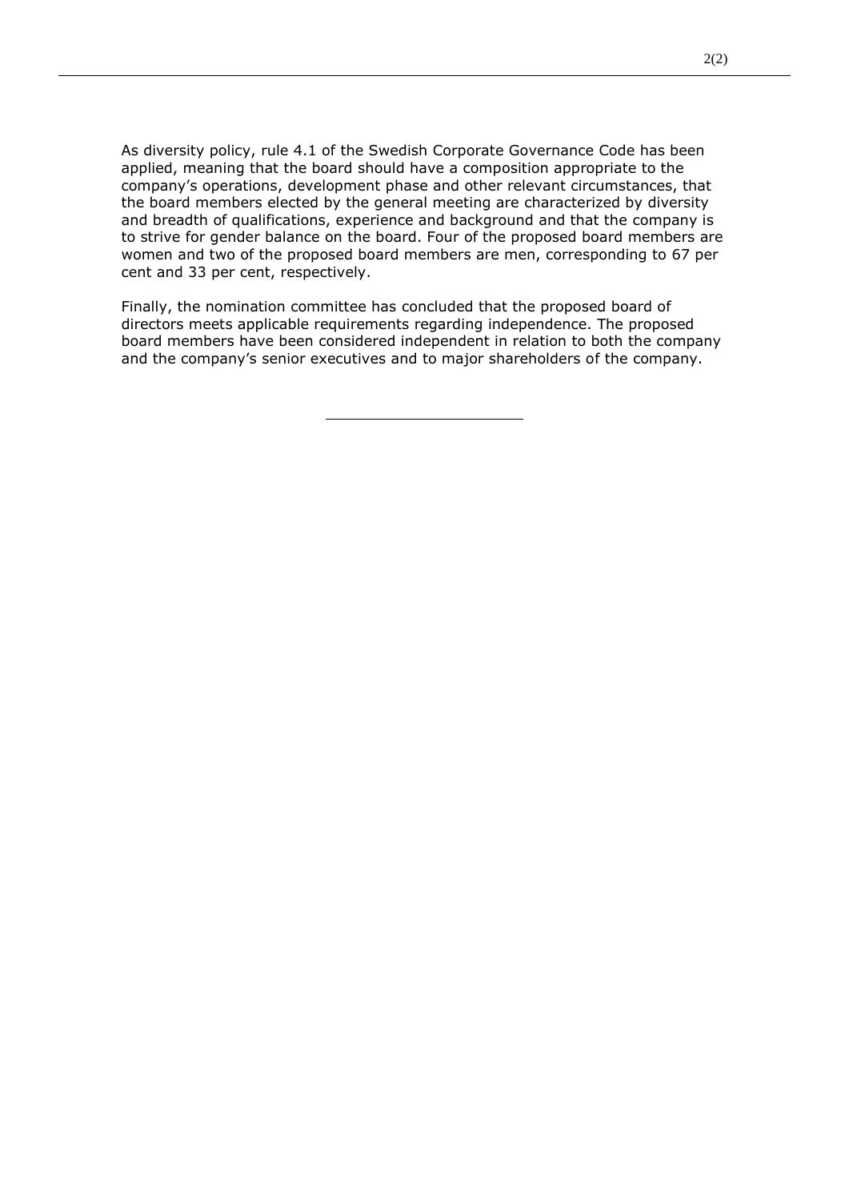As diversity policy, rule 4.1 of the Swedish Corporate Governance Code has been applied, meaning that the board should have a composition appropriate to the company's operations, development phase and other relevant circumstances, that the board members elected by the general meeting are characterized by diversity and breadth of qualifications, experience and background and that the company is to strive for gender balance on the board. Four of the proposed board members are women and two of the proposed board members are men, corresponding to 67 per cent and 33 per cent, respectively.

Finally, the nomination committee has concluded that the proposed board of directors meets applicable requirements regarding independence. The proposed board members have been considered independent in relation to both the company and the company's senior executives and to major shareholders of the company.

---